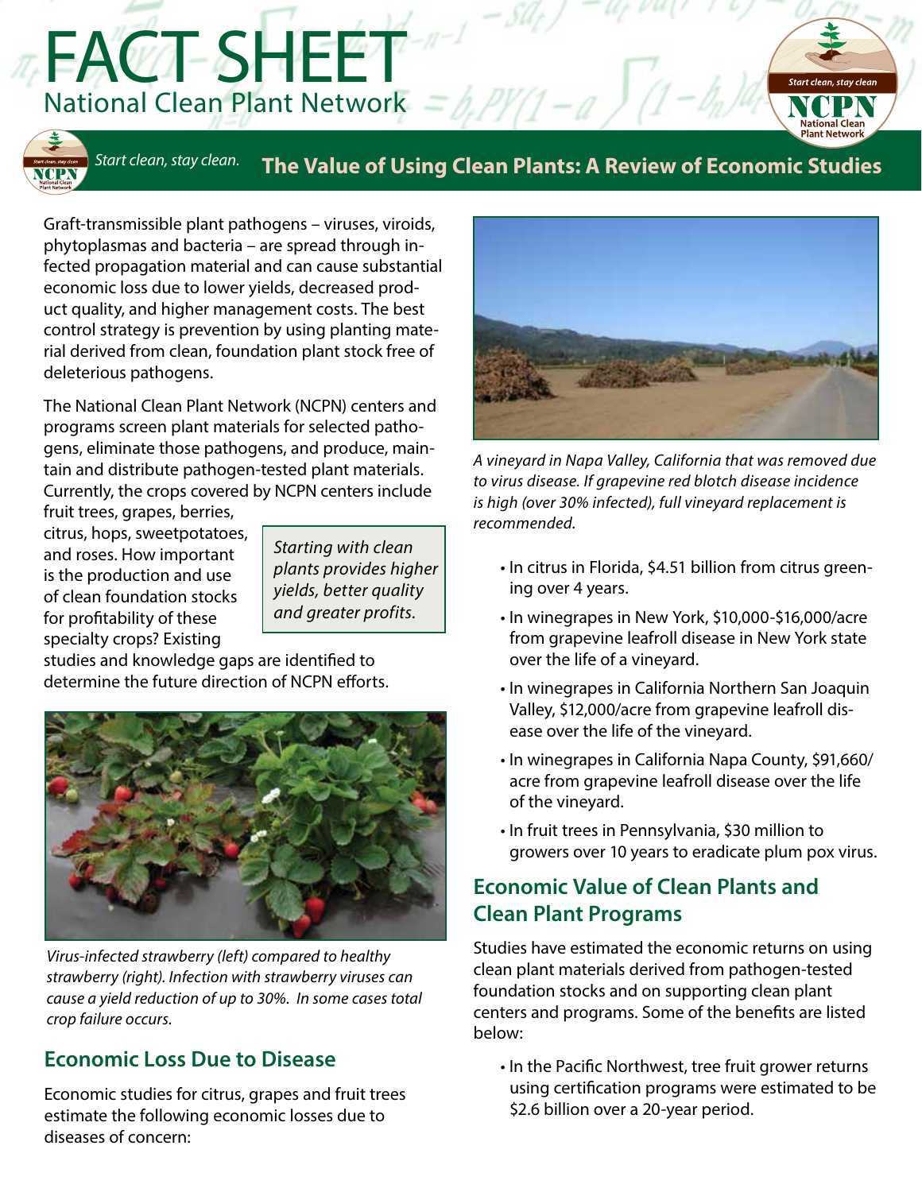# FACT SHEET

National Clean Plant Network

*Start clean, stay clean.*

## The Value of Using Clean Plants: A Review of Economic Studies

Graft-transmissible plant pathogens – viruses, viroids, phytoplasmas and bacteria – are spread through infected propagation material and can cause substantial economic loss due to lower yields, decreased product quality, and higher management costs. The best control strategy is prevention by using planting material derived from clean, foundation plant stock free of deleterious pathogens.

The National Clean Plant Network (NCPN) centers and programs screen plant materials for selected pathogens, eliminate those pathogens, and produce, maintain and distribute pathogen-tested plant materials. Currently, the crops covered by NCPN centers include fruit trees, grapes, berries, citrus, hops, sweetpotatoes, and roses. How important is the production and use of clean foundation stocks for profitability of these specialty crops? Existing studies and knowledge gaps are identified to determine the future direction of NCPN efforts.

*Starting with clean plants provides higher yields, better quality and greater profits.*

*Virus-infected strawberry (left) compared to healthy strawberry (right). Infection with strawberry viruses can cause a yield reduction of up to 30%. In some cases total crop failure occurs.*

## Economic Loss Due to Disease

Economic studies for citrus, grapes and fruit trees estimate the following economic losses due to diseases of concern:

*A vineyard in Napa Valley, California that was removed due to virus disease. If grapevine red blotch disease incidence is high (over 30% infected), full vineyard replacement is recommended.*

- In citrus in Florida, $4.51 billion from citrus greening over 4 years.
- In winegrapes in New York, $10,000-$16,000/acre from grapevine leafroll disease in New York state over the life of a vineyard.
- In winegrapes in California Northern San Joaquin Valley, $12,000/acre from grapevine leafroll disease over the life of the vineyard.
- In winegrapes in California Napa County, $91,660/acre from grapevine leafroll disease over the life of the vineyard.
- In fruit trees in Pennsylvania, $30 million to growers over 10 years to eradicate plum pox virus.

## Economic Value of Clean Plants and Clean Plant Programs

Studies have estimated the economic returns on using clean plant materials derived from pathogen-tested foundation stocks and on supporting clean plant centers and programs. Some of the benefits are listed below:

- In the Pacific Northwest, tree fruit grower returns using certification programs were estimated to be $2.6 billion over a 20-year period.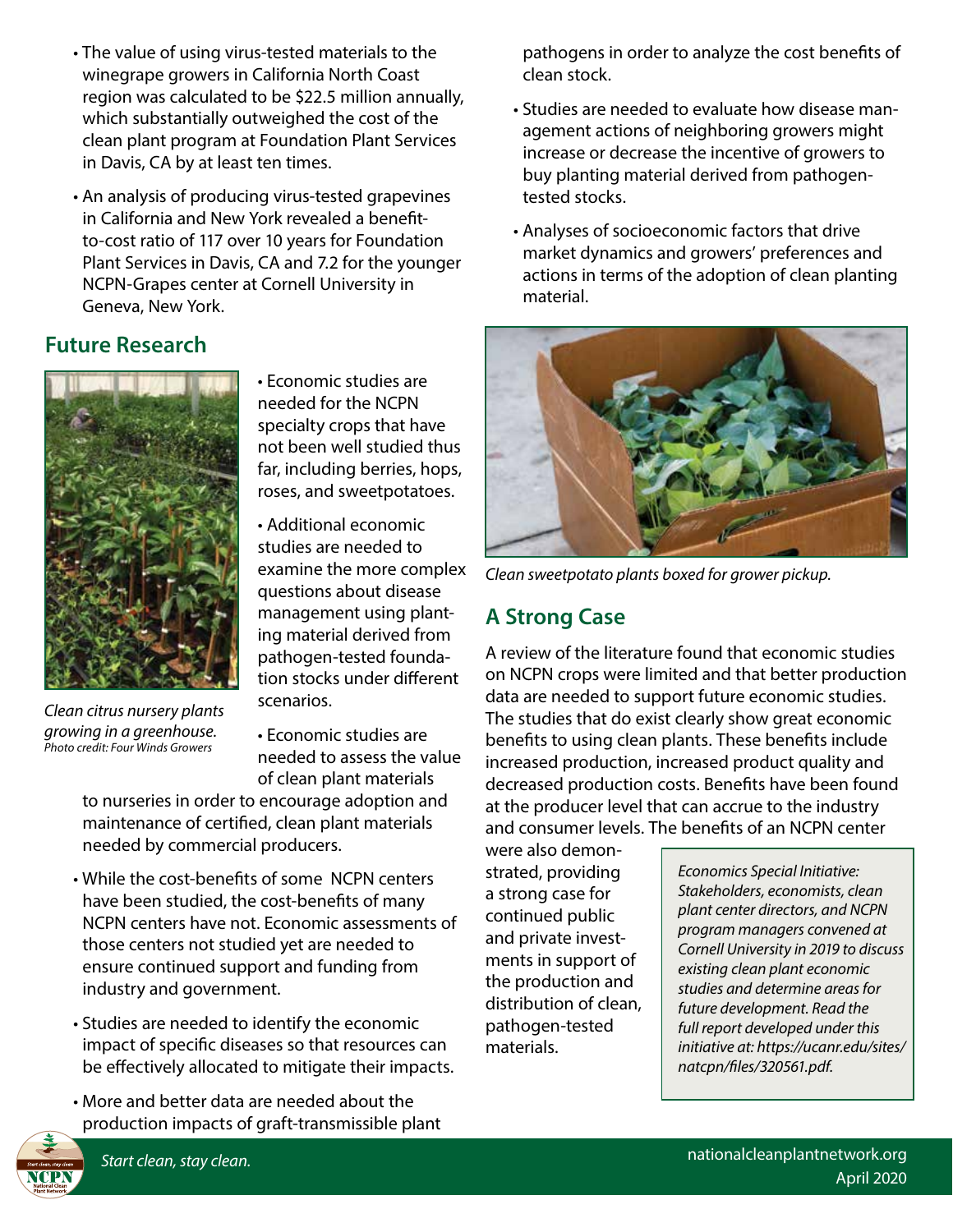- The value of using virus-tested materials to the winegrape growers in California North Coast region was calculated to be $22.5 million annually, which substantially outweighed the cost of the clean plant program at Foundation Plant Services in Davis, CA by at least ten times.
- An analysis of producing virus-tested grapevines in California and New York revealed a benefit-to-cost ratio of 117 over 10 years for Foundation Plant Services in Davis, CA and 7.2 for the younger NCPN-Grapes center at Cornell University in Geneva, New York.

## Future Research

*Clean citrus nursery plants growing in a greenhouse.*
*Photo credit: Four Winds Growers*

- Economic studies are needed for the NCPN specialty crops that have not been well studied thus far, including berries, hops, roses, and sweetpotatoes.
- Additional economic studies are needed to examine the more complex questions about disease management using planting material derived from pathogen-tested foundation stocks under different scenarios.
- Economic studies are needed to assess the value of clean plant materials to nurseries in order to encourage adoption and maintenance of certified, clean plant materials needed by commercial producers.
- While the cost-benefits of some NCPN centers have been studied, the cost-benefits of many NCPN centers have not. Economic assessments of those centers not studied yet are needed to ensure continued support and funding from industry and government.
- Studies are needed to identify the economic impact of specific diseases so that resources can be effectively allocated to mitigate their impacts.
- More and better data are needed about the production impacts of graft-transmissible plant pathogens in order to analyze the cost benefits of clean stock.
- Studies are needed to evaluate how disease management actions of neighboring growers might increase or decrease the incentive of growers to buy planting material derived from pathogen-tested stocks.
- Analyses of socioeconomic factors that drive market dynamics and growers' preferences and actions in terms of the adoption of clean planting material.

*Clean sweetpotato plants boxed for grower pickup.*

## A Strong Case

A review of the literature found that economic studies on NCPN crops were limited and that better production data are needed to support future economic studies. The studies that do exist clearly show great economic benefits to using clean plants. These benefits include increased production, increased product quality and decreased production costs. Benefits have been found at the producer level that can accrue to the industry and consumer levels. The benefits of an NCPN center were also demonstrated, providing a strong case for continued public and private investments in support of the production and distribution of clean, pathogen-tested materials.

*Economics Special Initiative: Stakeholders, economists, clean plant center directors, and NCPN program managers convened at Cornell University in 2019 to discuss existing clean plant economic studies and determine areas for future development. Read the full report developed under this initiative at: https://ucanr.edu/sites/natcpn/files/320561.pdf.*

*Start clean, stay clean.*

nationalcleanplantnetwork.org
April 2020